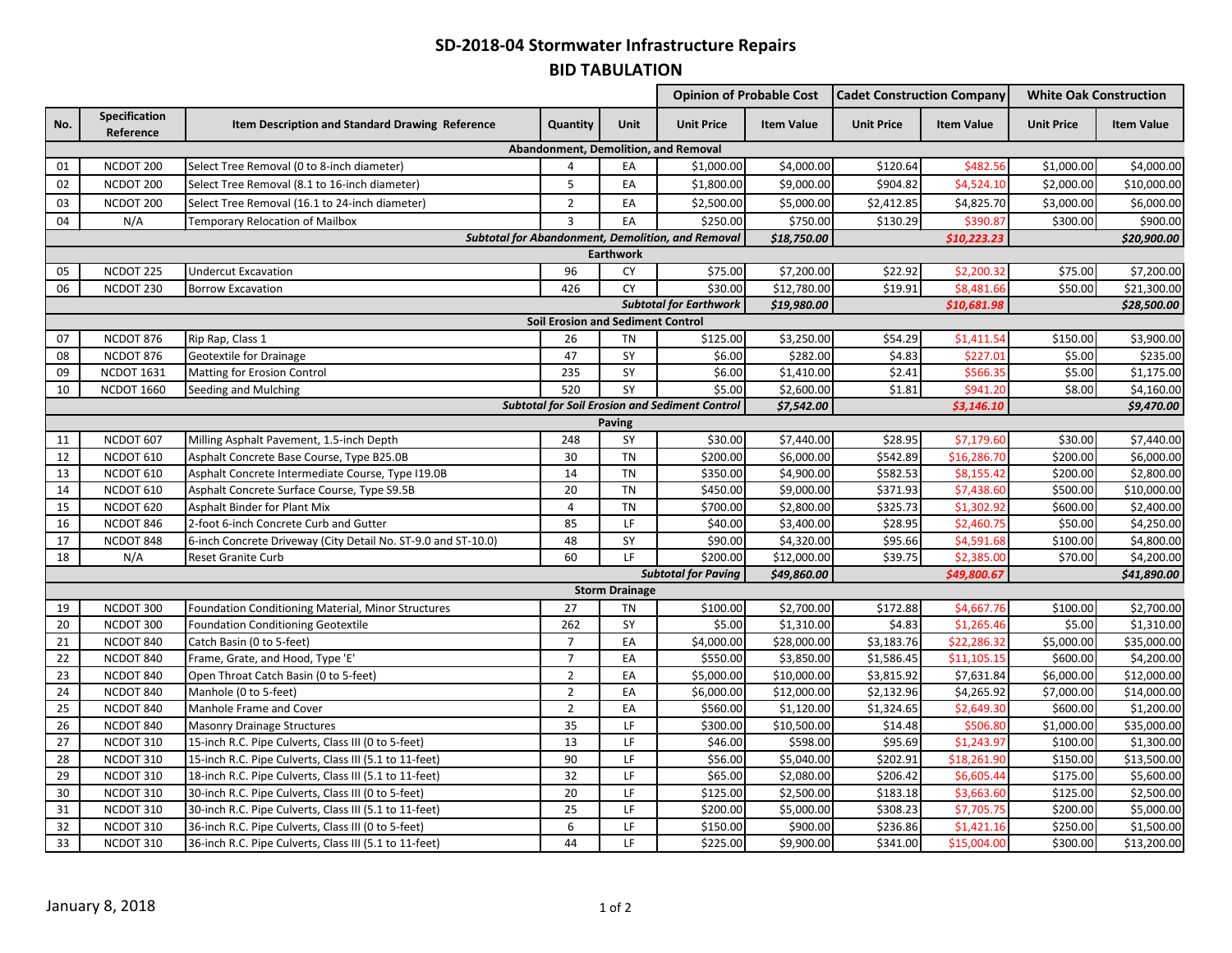# SD-2018-04 Stormwater Infrastructure Repairs

## BID TABULATION

| No. | Specification Reference | Item Description and Standard Drawing Reference | Quantity | Unit | Opinion of Probable Cost | | Cadet Construction Company | | White Oak Construction | |
|---|---|---|---|---|---|---|---|---|---|---|
| | | | | | Unit Price | Item Value | Unit Price | Item Value | Unit Price | Item Value |
| | | **Abandonment, Demolition, and Removal** | | | | | | | | |
| 01 | NCDOT 200 | Select Tree Removal (0 to 8-inch diameter) | 4 | EA | $1,000.00 | $4,000.00 | $120.64 | $482.56 | $1,000.00 | $4,000.00 |
| 02 | NCDOT 200 | Select Tree Removal (8.1 to 16-inch diameter) | 5 | EA | $1,800.00 | $9,000.00 | $904.82 | $4,524.10 | $2,000.00 | $10,000.00 |
| 03 | NCDOT 200 | Select Tree Removal (16.1 to 24-inch diameter) | 2 | EA | $2,500.00 | $5,000.00 | $2,412.85 | $4,825.70 | $3,000.00 | $6,000.00 |
| 04 | N/A | Temporary Relocation of Mailbox | 3 | EA | $250.00 | $750.00 | $130.29 | $390.87 | $300.00 | $900.00 |
| | | | | | *Subtotal for Abandonment, Demolition, and Removal* | *$18,750.00* | | *$10,223.23* | | *$20,900.00* |
| | | **Earthwork** | | | | | | | | |
| 05 | NCDOT 225 | Undercut Excavation | 96 | CY | $75.00 | $7,200.00 | $22.92 | $2,200.32 | $75.00 | $7,200.00 |
| 06 | NCDOT 230 | Borrow Excavation | 426 | CY | $30.00 | $12,780.00 | $19.91 | $8,481.66 | $50.00 | $21,300.00 |
| | | | | | *Subtotal for Earthwork* | *$19,980.00* | | *$10,681.98* | | *$28,500.00* |
| | | **Soil Erosion and Sediment Control** | | | | | | | | |
| 07 | NCDOT 876 | Rip Rap, Class 1 | 26 | TN | $125.00 | $3,250.00 | $54.29 | $1,411.54 | $150.00 | $3,900.00 |
| 08 | NCDOT 876 | Geotextile for Drainage | 47 | SY | $6.00 | $282.00 | $4.83 | $227.01 | $5.00 | $235.00 |
| 09 | NCDOT 1631 | Matting for Erosion Control | 235 | SY | $6.00 | $1,410.00 | $2.41 | $566.35 | $5.00 | $1,175.00 |
| 10 | NCDOT 1660 | Seeding and Mulching | 520 | SY | $5.00 | $2,600.00 | $1.81 | $941.20 | $8.00 | $4,160.00 |
| | | | | | *Subtotal for Soil Erosion and Sediment Control* | *$7,542.00* | | *$3,146.10* | | *$9,470.00* |
| | | **Paving** | | | | | | | | |
| 11 | NCDOT 607 | Milling Asphalt Pavement, 1.5-inch Depth | 248 | SY | $30.00 | $7,440.00 | $28.95 | $7,179.60 | $30.00 | $7,440.00 |
| 12 | NCDOT 610 | Asphalt Concrete Base Course, Type B25.0B | 30 | TN | $200.00 | $6,000.00 | $542.89 | $16,286.70 | $200.00 | $6,000.00 |
| 13 | NCDOT 610 | Asphalt Concrete Intermediate Course, Type I19.0B | 14 | TN | $350.00 | $4,900.00 | $582.53 | $8,155.42 | $200.00 | $2,800.00 |
| 14 | NCDOT 610 | Asphalt Concrete Surface Course, Type S9.5B | 20 | TN | $450.00 | $9,000.00 | $371.93 | $7,438.60 | $500.00 | $10,000.00 |
| 15 | NCDOT 620 | Asphalt Binder for Plant Mix | 4 | TN | $700.00 | $2,800.00 | $325.73 | $1,302.92 | $600.00 | $2,400.00 |
| 16 | NCDOT 846 | 2-foot 6-inch Concrete Curb and Gutter | 85 | LF | $40.00 | $3,400.00 | $28.95 | $2,460.75 | $50.00 | $4,250.00 |
| 17 | NCDOT 848 | 6-inch Concrete Driveway (City Detail No. ST-9.0 and ST-10.0) | 48 | SY | $90.00 | $4,320.00 | $95.66 | $4,591.68 | $100.00 | $4,800.00 |
| 18 | N/A | Reset Granite Curb | 60 | LF | $200.00 | $12,000.00 | $39.75 | $2,385.00 | $70.00 | $4,200.00 |
| | | | | | *Subtotal for Paving* | *$49,860.00* | | *$49,800.67* | | *$41,890.00* |
| | | **Storm Drainage** | | | | | | | | |
| 19 | NCDOT 300 | Foundation Conditioning Material, Minor Structures | 27 | TN | $100.00 | $2,700.00 | $172.88 | $4,667.76 | $100.00 | $2,700.00 |
| 20 | NCDOT 300 | Foundation Conditioning Geotextile | 262 | SY | $5.00 | $1,310.00 | $4.83 | $1,265.46 | $5.00 | $1,310.00 |
| 21 | NCDOT 840 | Catch Basin (0 to 5-feet) | 7 | EA | $4,000.00 | $28,000.00 | $3,183.76 | $22,286.32 | $5,000.00 | $35,000.00 |
| 22 | NCDOT 840 | Frame, Grate, and Hood, Type 'E' | 7 | EA | $550.00 | $3,850.00 | $1,586.45 | $11,105.15 | $600.00 | $4,200.00 |
| 23 | NCDOT 840 | Open Throat Catch Basin (0 to 5-feet) | 2 | EA | $5,000.00 | $10,000.00 | $3,815.92 | $7,631.84 | $6,000.00 | $12,000.00 |
| 24 | NCDOT 840 | Manhole (0 to 5-feet) | 2 | EA | $6,000.00 | $12,000.00 | $2,132.96 | $4,265.92 | $7,000.00 | $14,000.00 |
| 25 | NCDOT 840 | Manhole Frame and Cover | 2 | EA | $560.00 | $1,120.00 | $1,324.65 | $2,649.30 | $600.00 | $1,200.00 |
| 26 | NCDOT 840 | Masonry Drainage Structures | 35 | LF | $300.00 | $10,500.00 | $14.48 | $506.80 | $1,000.00 | $35,000.00 |
| 27 | NCDOT 310 | 15-inch R.C. Pipe Culverts, Class III (0 to 5-feet) | 13 | LF | $46.00 | $598.00 | $95.69 | $1,243.97 | $100.00 | $1,300.00 |
| 28 | NCDOT 310 | 15-inch R.C. Pipe Culverts, Class III (5.1 to 11-feet) | 90 | LF | $56.00 | $5,040.00 | $202.91 | $18,261.90 | $150.00 | $13,500.00 |
| 29 | NCDOT 310 | 18-inch R.C. Pipe Culverts, Class III (5.1 to 11-feet) | 32 | LF | $65.00 | $2,080.00 | $206.42 | $6,605.44 | $175.00 | $5,600.00 |
| 30 | NCDOT 310 | 30-inch R.C. Pipe Culverts, Class III (0 to 5-feet) | 20 | LF | $125.00 | $2,500.00 | $183.18 | $3,663.60 | $125.00 | $2,500.00 |
| 31 | NCDOT 310 | 30-inch R.C. Pipe Culverts, Class III (5.1 to 11-feet) | 25 | LF | $200.00 | $5,000.00 | $308.23 | $7,705.75 | $200.00 | $5,000.00 |
| 32 | NCDOT 310 | 36-inch R.C. Pipe Culverts, Class III (0 to 5-feet) | 6 | LF | $150.00 | $900.00 | $236.86 | $1,421.16 | $250.00 | $1,500.00 |
| 33 | NCDOT 310 | 36-inch R.C. Pipe Culverts, Class III (5.1 to 11-feet) | 44 | LF | $225.00 | $9,900.00 | $341.00 | $15,004.00 | $300.00 | $13,200.00 |

January 8, 2018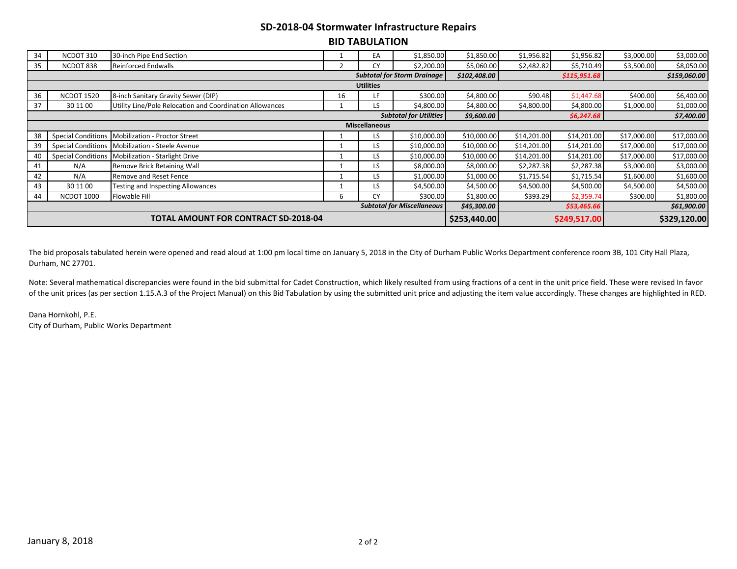## SD-2018-04 Stormwater Infrastructure Repairs

### BID TABULATION

| | | | | | | | | | | |
|---|---|---|---|---|---|---|---|---|---|---|
| 34 | NCDOT 310 | 30-inch Pipe End Section | 1 | EA | $1,850.00 | $1,850.00 | $1,956.82 | $1,956.82 | $3,000.00 | $3,000.00 |
| 35 | NCDOT 838 | Reinforced Endwalls | 2 | CY | $2,200.00 | $5,060.00 | $2,482.82 | $5,710.49 | $3,500.00 | $8,050.00 |
| | | | | | *Subtotal for Storm Drainage* | *$102,408.00* | | *$115,951.68* | | *$159,060.00* |
| | | | | **Utilities** | | | | | | |
| 36 | NCDOT 1520 | 8-inch Sanitary Gravity Sewer (DIP) | 16 | LF | $300.00 | $4,800.00 | $90.48 | $1,447.68 | $400.00 | $6,400.00 |
| 37 | 30 11 00 | Utility Line/Pole Relocation and Coordination Allowances | 1 | LS | $4,800.00 | $4,800.00 | $4,800.00 | $4,800.00 | $1,000.00 | $1,000.00 |
| | | | | | *Subtotal for Utilities* | *$9,600.00* | | *$6,247.68* | | *$7,400.00* |
| | | | | **Miscellaneous** | | | | | | |
| 38 | Special Conditions | Mobilization - Proctor Street | 1 | LS | $10,000.00 | $10,000.00 | $14,201.00 | $14,201.00 | $17,000.00 | $17,000.00 |
| 39 | Special Conditions | Mobilization - Steele Avenue | 1 | LS | $10,000.00 | $10,000.00 | $14,201.00 | $14,201.00 | $17,000.00 | $17,000.00 |
| 40 | Special Conditions | Mobilization - Starlight Drive | 1 | LS | $10,000.00 | $10,000.00 | $14,201.00 | $14,201.00 | $17,000.00 | $17,000.00 |
| 41 | N/A | Remove Brick Retaining Wall | 1 | LS | $8,000.00 | $8,000.00 | $2,287.38 | $2,287.38 | $3,000.00 | $3,000.00 |
| 42 | N/A | Remove and Reset Fence | 1 | LS | $1,000.00 | $1,000.00 | $1,715.54 | $1,715.54 | $1,600.00 | $1,600.00 |
| 43 | 30 11 00 | Testing and Inspecting Allowances | 1 | LS | $4,500.00 | $4,500.00 | $4,500.00 | $4,500.00 | $4,500.00 | $4,500.00 |
| 44 | NCDOT 1000 | Flowable Fill | 6 | CY | $300.00 | $1,800.00 | $393.29 | $2,359.74 | $300.00 | $1,800.00 |
| | | | | | *Subtotal for Miscellaneous* | *$45,300.00* | | *$53,465.66* | | *$61,900.00* |
| | | **TOTAL AMOUNT FOR CONTRACT SD-2018-04** | | | | **$253,440.00** | | **$249,517.00** | | **$329,120.00** |

The bid proposals tabulated herein were opened and read aloud at 1:00 pm local time on January 5, 2018 in the City of Durham Public Works Department conference room 3B, 101 City Hall Plaza, Durham, NC 27701.

Note: Several mathematical discrepancies were found in the bid submittal for Cadet Construction, which likely resulted from using fractions of a cent in the unit price field. These were revised In favor of the unit prices (as per section 1.15.A.3 of the Project Manual) on this Bid Tabulation by using the submitted unit price and adjusting the item value accordingly. These changes are highlighted in RED.

Dana Hornkohl, P.E.
City of Durham, Public Works Department

January 8, 2018